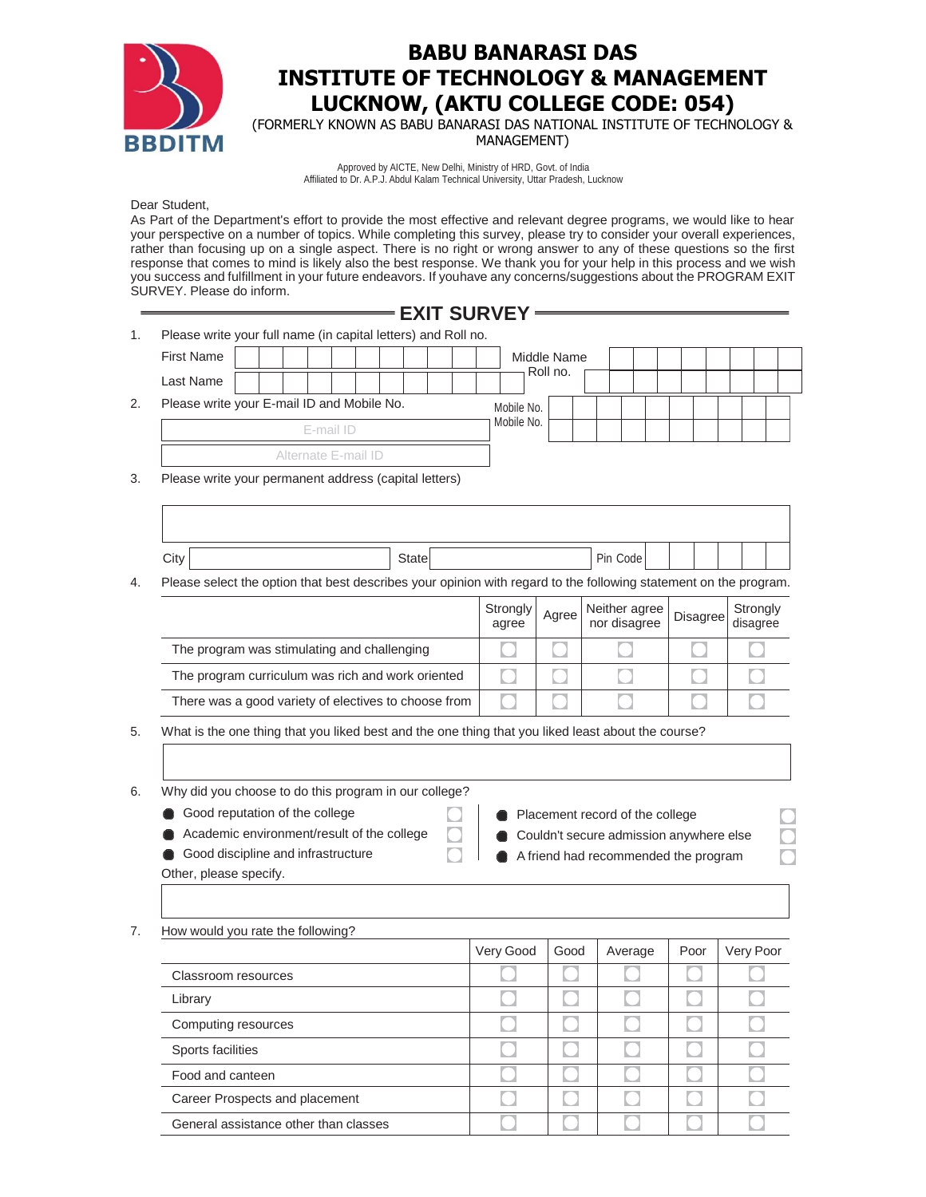# BABU BANARASI DAS INSTITUTE OF TECHNOLOGY & MANAGEMENT LUCKNOW, (AKTU COLLEGE CODE: 054)

(FORMERLY KNOWN AS BABU BANARASI DAS NATIONAL INSTITUTE OF TECHNOLOGY & MANAGEMENT)

Approved by AICTE, New Delhi, Ministry of HRD, Govt. of India
Affiliated to Dr. A.P.J. Abdul Kalam Technical University, Uttar Pradesh, Lucknow

Dear Student,
As Part of the Department's effort to provide the most effective and relevant degree programs, we would like to hear your perspective on a number of topics. While completing this survey, please try to consider your overall experiences, rather than focusing up on a single aspect. There is no right or wrong answer to any of these questions so the first response that comes to mind is likely also the best response. We thank you for your help in this process and we wish you success and fulfillment in your future endeavors. If youhave any concerns/suggestions about the PROGRAM EXIT SURVEY. Please do inform.

## EXIT SURVEY

1. Please write your full name (in capital letters) and Roll no.

   First Name ____________ Middle Name ____________

   Last Name ____________ Roll no. ____________

2. Please write your E-mail ID and Mobile No.

   E-mail ID ____________ Mobile No. ____________

   Alternate E-mail ID ____________ Mobile No. ____________

3. Please write your permanent address (capital letters)

   ____________

   City ____________ State ____________ Pin Code ____________

4. Please select the option that best describes your opinion with regard to the following statement on the program.

| | Strongly agree | Agree | Neither agree nor disagree | Disagree | Strongly disagree |
|---|---|---|---|---|---|
| The program was stimulating and challenging | ☐ | ☐ | ☐ | ☐ | ☐ |
| The program curriculum was rich and work oriented | ☐ | ☐ | ☐ | ☐ | ☐ |
| There was a good variety of electives to choose from | ☐ | ☐ | ☐ | ☐ | ☐ |

5. What is the one thing that you liked best and the one thing that you liked least about the course?

   ____________

6. Why did you choose to do this program in our college?

   - Good reputation of the college ☐
   - Academic environment/result of the college ☐
   - Good discipline and infrastructure ☐
   - Placement record of the college ☐
   - Couldn't secure admission anywhere else ☐
   - A friend had recommended the program ☐

   Other, please specify.

   ____________

7. How would you rate the following?

| | Very Good | Good | Average | Poor | Very Poor |
|---|---|---|---|---|---|
| Classroom resources | ☐ | ☐ | ☐ | ☐ | ☐ |
| Library | ☐ | ☐ | ☐ | ☐ | ☐ |
| Computing resources | ☐ | ☐ | ☐ | ☐ | ☐ |
| Sports facilities | ☐ | ☐ | ☐ | ☐ | ☐ |
| Food and canteen | ☐ | ☐ | ☐ | ☐ | ☐ |
| Career Prospects and placement | ☐ | ☐ | ☐ | ☐ | ☐ |
| General assistance other than classes | ☐ | ☐ | ☐ | ☐ | ☐ |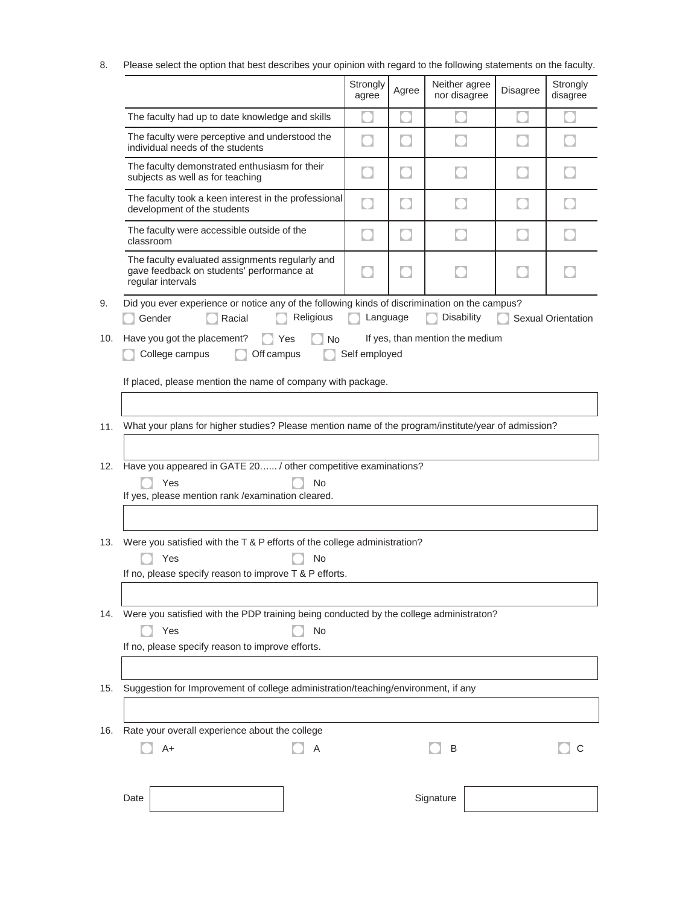8. Please select the option that best describes your opinion with regard to the following statements on the faculty.

| | Strongly agree | Agree | Neither agree nor disagree | Disagree | Strongly disagree |
|---|---|---|---|---|---|
| The faculty had up to date knowledge and skills | ◯ | ◯ | ◯ | ◯ | ◯ |
| The faculty were perceptive and understood the individual needs of the students | ◯ | ◯ | ◯ | ◯ | ◯ |
| The faculty demonstrated enthusiasm for their subjects as well as for teaching | ◯ | ◯ | ◯ | ◯ | ◯ |
| The faculty took a keen interest in the professional development of the students | ◯ | ◯ | ◯ | ◯ | ◯ |
| The faculty were accessible outside of the classroom | ◯ | ◯ | ◯ | ◯ | ◯ |
| The faculty evaluated assignments regularly and gave feedback on students' performance at regular intervals | ◯ | ◯ | ◯ | ◯ | ◯ |

9. Did you ever experience or notice any of the following kinds of discrimination on the campus?

◯ Gender ◯ Racial ◯ Religious ◯ Language ◯ Disability ◯ Sexual Orientation

10. Have you got the placement? ◯ Yes ◯ No If yes, than mention the medium

◯ College campus ◯ Off campus ◯ Self employed

If placed, please mention the name of company with package.

[ ]

11. What your plans for higher studies? Please mention name of the program/institute/year of admission?

[ ]

12. Have you appeared in GATE 20...... / other competitive examinations?

◯ Yes ◯ No

If yes, please mention rank /examination cleared.

[ ]

13. Were you satisfied with the T & P efforts of the college administration?

◯ Yes ◯ No

If no, please specify reason to improve T & P efforts.

[ ]

14. Were you satisfied with the PDP training being conducted by the college administraton?

◯ Yes ◯ No

If no, please specify reason to improve efforts.

[ ]

15. Suggestion for Improvement of college administration/teaching/environment, if any

[ ]

16. Rate your overall experience about the college

◯ A+ ◯ A ◯ B ◯ C

Date [ ] Signature [ ]